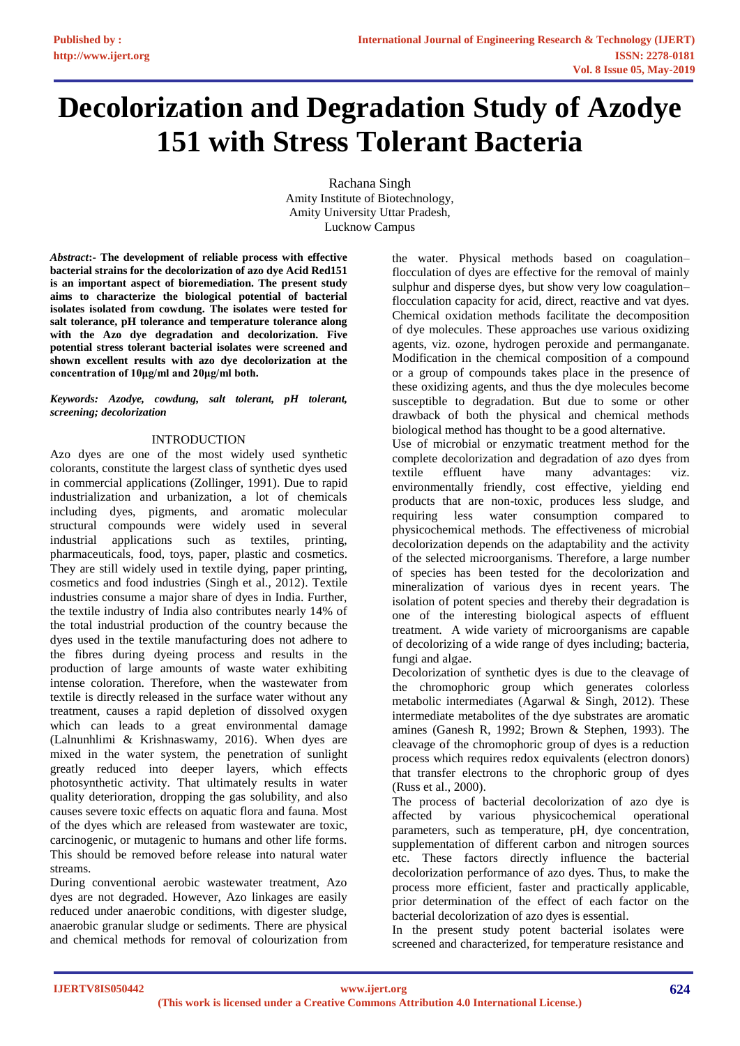# Decolorization and Degradation Study of Azodye 151 with Stress Tolerant Bacteria

Rachana Singh
Amity Institute of Biotechnology,
Amity University Uttar Pradesh,
Lucknow Campus

***Abstract*:- The development of reliable process with effective bacterial strains for the decolorization of azo dye Acid Red151 is an important aspect of bioremediation. The present study aims to characterize the biological potential of bacterial isolates isolated from cowdung. The isolates were tested for salt tolerance, pH tolerance and temperature tolerance along with the Azo dye degradation and decolorization. Five potential stress tolerant bacterial isolates were screened and shown excellent results with azo dye decolorization at the concentration of 10µg/ml and 20µg/ml both.**

***Keywords: Azodye, cowdung, salt tolerant, pH tolerant, screening; decolorization***

## INTRODUCTION

Azo dyes are one of the most widely used synthetic colorants, constitute the largest class of synthetic dyes used in commercial applications (Zollinger, 1991). Due to rapid industrialization and urbanization, a lot of chemicals including dyes, pigments, and aromatic molecular structural compounds were widely used in several industrial applications such as textiles, printing, pharmaceuticals, food, toys, paper, plastic and cosmetics. They are still widely used in textile dying, paper printing, cosmetics and food industries (Singh et al., 2012). Textile industries consume a major share of dyes in India. Further, the textile industry of India also contributes nearly 14% of the total industrial production of the country because the dyes used in the textile manufacturing does not adhere to the fibres during dyeing process and results in the production of large amounts of waste water exhibiting intense coloration. Therefore, when the wastewater from textile is directly released in the surface water without any treatment, causes a rapid depletion of dissolved oxygen which can leads to a great environmental damage (Lalnunhlimi & Krishnaswamy, 2016). When dyes are mixed in the water system, the penetration of sunlight greatly reduced into deeper layers, which effects photosynthetic activity. That ultimately results in water quality deterioration, dropping the gas solubility, and also causes severe toxic effects on aquatic flora and fauna. Most of the dyes which are released from wastewater are toxic, carcinogenic, or mutagenic to humans and other life forms. This should be removed before release into natural water streams.

During conventional aerobic wastewater treatment, Azo dyes are not degraded. However, Azo linkages are easily reduced under anaerobic conditions, with digester sludge, anaerobic granular sludge or sediments. There are physical and chemical methods for removal of colourization from the water. Physical methods based on coagulation–flocculation of dyes are effective for the removal of mainly sulphur and disperse dyes, but show very low coagulation–flocculation capacity for acid, direct, reactive and vat dyes. Chemical oxidation methods facilitate the decomposition of dye molecules. These approaches use various oxidizing agents, viz. ozone, hydrogen peroxide and permanganate. Modification in the chemical composition of a compound or a group of compounds takes place in the presence of these oxidizing agents, and thus the dye molecules become susceptible to degradation. But due to some or other drawback of both the physical and chemical methods biological method has thought to be a good alternative.

Use of microbial or enzymatic treatment method for the complete decolorization and degradation of azo dyes from textile effluent have many advantages: viz. environmentally friendly, cost effective, yielding end products that are non-toxic, produces less sludge, and requiring less water consumption compared to physicochemical methods. The effectiveness of microbial decolorization depends on the adaptability and the activity of the selected microorganisms. Therefore, a large number of species has been tested for the decolorization and mineralization of various dyes in recent years. The isolation of potent species and thereby their degradation is one of the interesting biological aspects of effluent treatment. A wide variety of microorganisms are capable of decolorizing of a wide range of dyes including; bacteria, fungi and algae.

Decolorization of synthetic dyes is due to the cleavage of the chromophoric group which generates colorless metabolic intermediates (Agarwal & Singh, 2012). These intermediate metabolites of the dye substrates are aromatic amines (Ganesh R, 1992; Brown & Stephen, 1993). The cleavage of the chromophoric group of dyes is a reduction process which requires redox equivalents (electron donors) that transfer electrons to the chrophoric group of dyes (Russ et al., 2000).

The process of bacterial decolorization of azo dye is affected by various physicochemical operational parameters, such as temperature, pH, dye concentration, supplementation of different carbon and nitrogen sources etc. These factors directly influence the bacterial decolorization performance of azo dyes. Thus, to make the process more efficient, faster and practically applicable, prior determination of the effect of each factor on the bacterial decolorization of azo dyes is essential.

In the present study potent bacterial isolates were screened and characterized, for temperature resistance and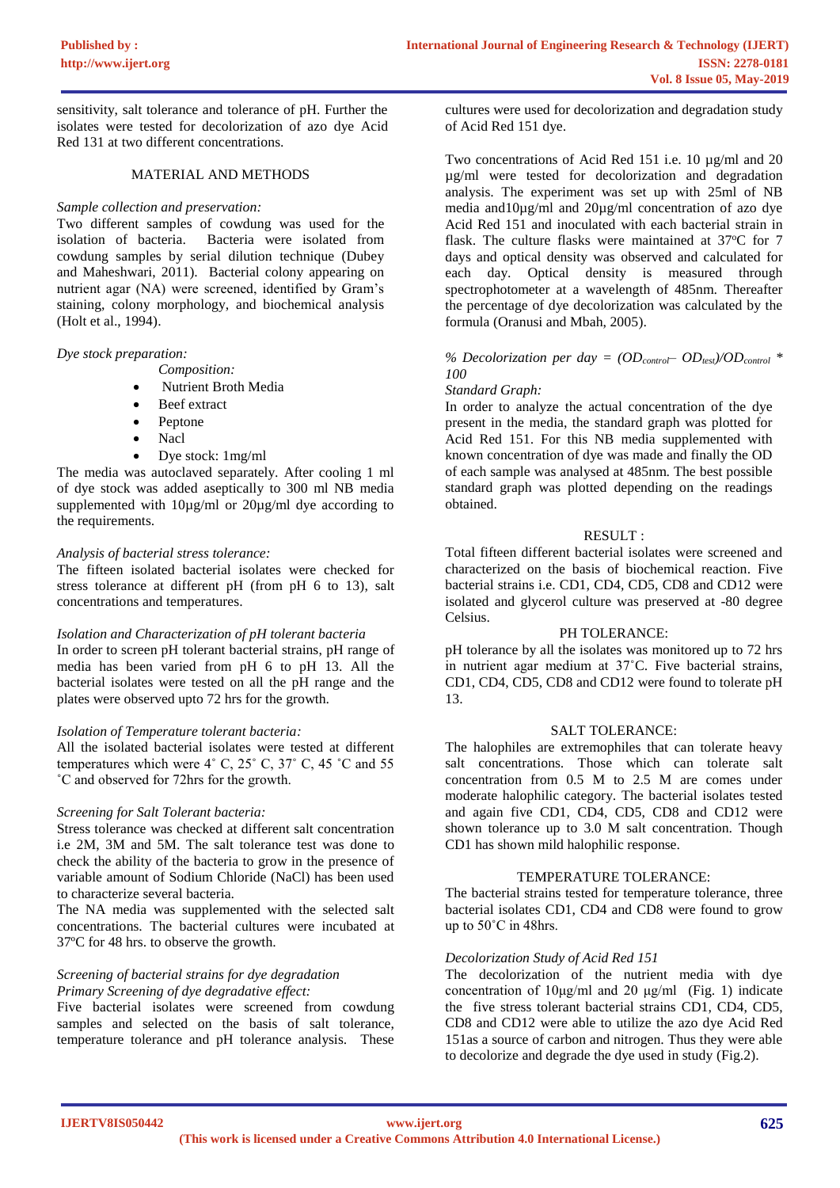sensitivity, salt tolerance and tolerance of pH. Further the isolates were tested for decolorization of azo dye Acid Red 131 at two different concentrations.

## MATERIAL AND METHODS

*Sample collection and preservation:*

Two different samples of cowdung was used for the isolation of bacteria. Bacteria were isolated from cowdung samples by serial dilution technique (Dubey and Maheshwari, 2011). Bacterial colony appearing on nutrient agar (NA) were screened, identified by Gram's staining, colony morphology, and biochemical analysis (Holt et al., 1994).

*Dye stock preparation:*

*Composition:*

- Nutrient Broth Media
- Beef extract
- Peptone
- Nacl
- Dye stock: 1mg/ml

The media was autoclaved separately. After cooling 1 ml of dye stock was added aseptically to 300 ml NB media supplemented with 10µg/ml or 20µg/ml dye according to the requirements.

*Analysis of bacterial stress tolerance:*

The fifteen isolated bacterial isolates were checked for stress tolerance at different pH (from pH 6 to 13), salt concentrations and temperatures.

*Isolation and Characterization of pH tolerant bacteria*

In order to screen pH tolerant bacterial strains, pH range of media has been varied from pH 6 to pH 13. All the bacterial isolates were tested on all the pH range and the plates were observed upto 72 hrs for the growth.

*Isolation of Temperature tolerant bacteria:*

All the isolated bacterial isolates were tested at different temperatures which were 4˚ C, 25˚ C, 37˚ C, 45 ˚C and 55 ˚C and observed for 72hrs for the growth.

*Screening for Salt Tolerant bacteria:*

Stress tolerance was checked at different salt concentration i.e 2M, 3M and 5M. The salt tolerance test was done to check the ability of the bacteria to grow in the presence of variable amount of Sodium Chloride (NaCl) has been used to characterize several bacteria.

The NA media was supplemented with the selected salt concentrations. The bacterial cultures were incubated at 37ºC for 48 hrs. to observe the growth.

*Screening of bacterial strains for dye degradation*

*Primary Screening of dye degradative effect:*

Five bacterial isolates were screened from cowdung samples and selected on the basis of salt tolerance, temperature tolerance and pH tolerance analysis. These cultures were used for decolorization and degradation study of Acid Red 151 dye.

Two concentrations of Acid Red 151 i.e. 10 µg/ml and 20 µg/ml were tested for decolorization and degradation analysis. The experiment was set up with 25ml of NB media and10µg/ml and 20µg/ml concentration of azo dye Acid Red 151 and inoculated with each bacterial strain in flask. The culture flasks were maintained at 37ºC for 7 days and optical density was observed and calculated for each day. Optical density is measured through spectrophotometer at a wavelength of 485nm. Thereafter the percentage of dye decolorization was calculated by the formula (Oranusi and Mbah, 2005).

*% Decolorization per day* = $(OD_{control} - OD_{test})/OD_{control} * 100$

*Standard Graph:*

In order to analyze the actual concentration of the dye present in the media, the standard graph was plotted for Acid Red 151. For this NB media supplemented with known concentration of dye was made and finally the OD of each sample was analysed at 485nm. The best possible standard graph was plotted depending on the readings obtained.

## RESULT :

Total fifteen different bacterial isolates were screened and characterized on the basis of biochemical reaction. Five bacterial strains i.e. CD1, CD4, CD5, CD8 and CD12 were isolated and glycerol culture was preserved at -80 degree Celsius.

### PH TOLERANCE:

pH tolerance by all the isolates was monitored up to 72 hrs in nutrient agar medium at 37˚C. Five bacterial strains, CD1, CD4, CD5, CD8 and CD12 were found to tolerate pH 13.

### SALT TOLERANCE:

The halophiles are extremophiles that can tolerate heavy salt concentrations. Those which can tolerate salt concentration from 0.5 M to 2.5 M are comes under moderate halophilic category. The bacterial isolates tested and again five CD1, CD4, CD5, CD8 and CD12 were shown tolerance up to 3.0 M salt concentration. Though CD1 has shown mild halophilic response.

### TEMPERATURE TOLERANCE:

The bacterial strains tested for temperature tolerance, three bacterial isolates CD1, CD4 and CD8 were found to grow up to 50˚C in 48hrs.

*Decolorization Study of Acid Red 151*

The decolorization of the nutrient media with dye concentration of 10µg/ml and 20 µg/ml (Fig. 1) indicate the five stress tolerant bacterial strains CD1, CD4, CD5, CD8 and CD12 were able to utilize the azo dye Acid Red 151as a source of carbon and nitrogen. Thus they were able to decolorize and degrade the dye used in study (Fig.2).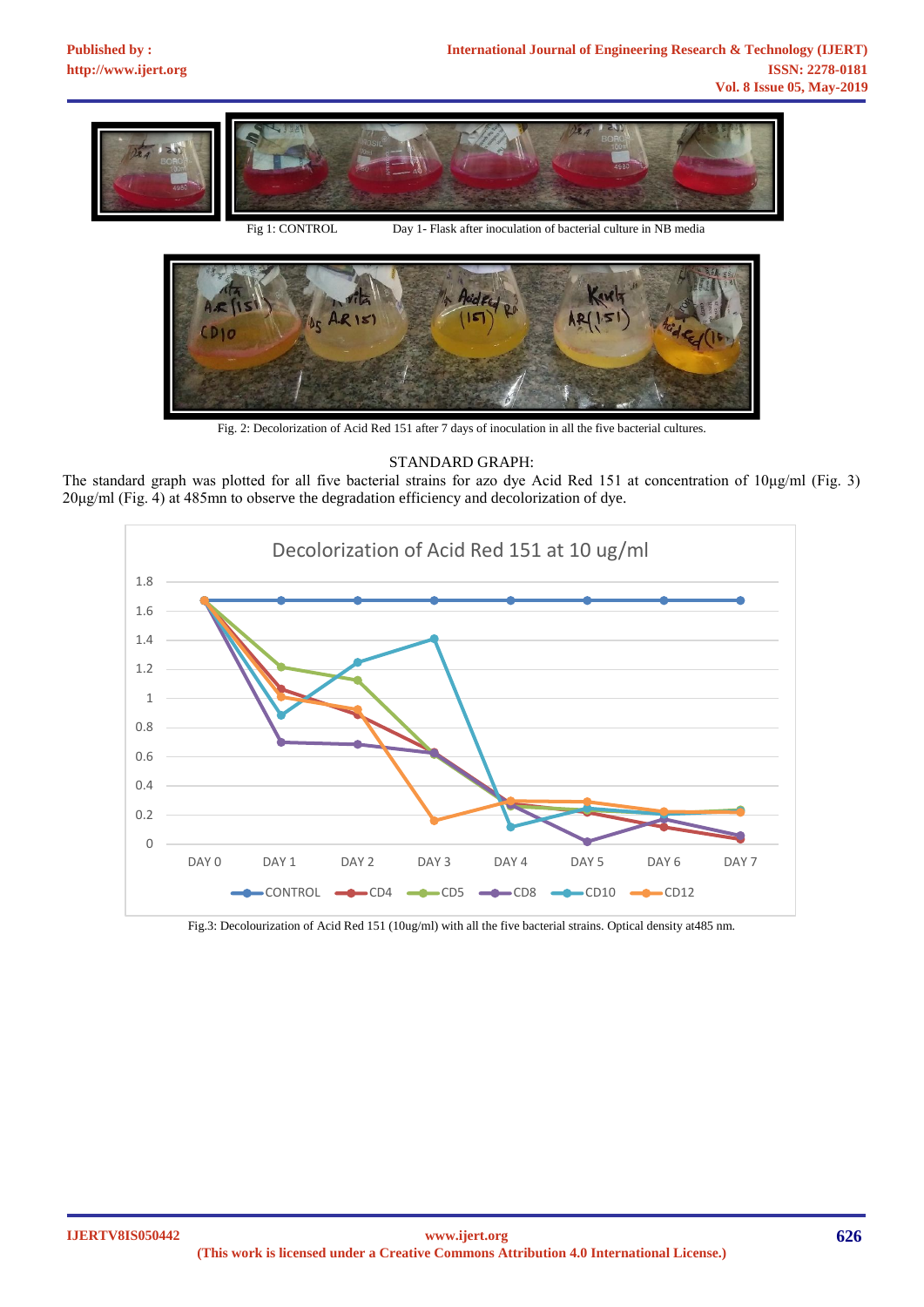Fig 1: CONTROL Day 1- Flask after inoculation of bacterial culture in NB media

Fig. 2: Decolorization of Acid Red 151 after 7 days of inoculation in all the five bacterial cultures.

STANDARD GRAPH:

The standard graph was plotted for all five bacterial strains for azo dye Acid Red 151 at concentration of 10µg/ml (Fig. 3) 20µg/ml (Fig. 4) at 485mn to observe the degradation efficiency and decolorization of dye.

Fig.3: Decolourization of Acid Red 151 (10ug/ml) with all the five bacterial strains. Optical density at485 nm.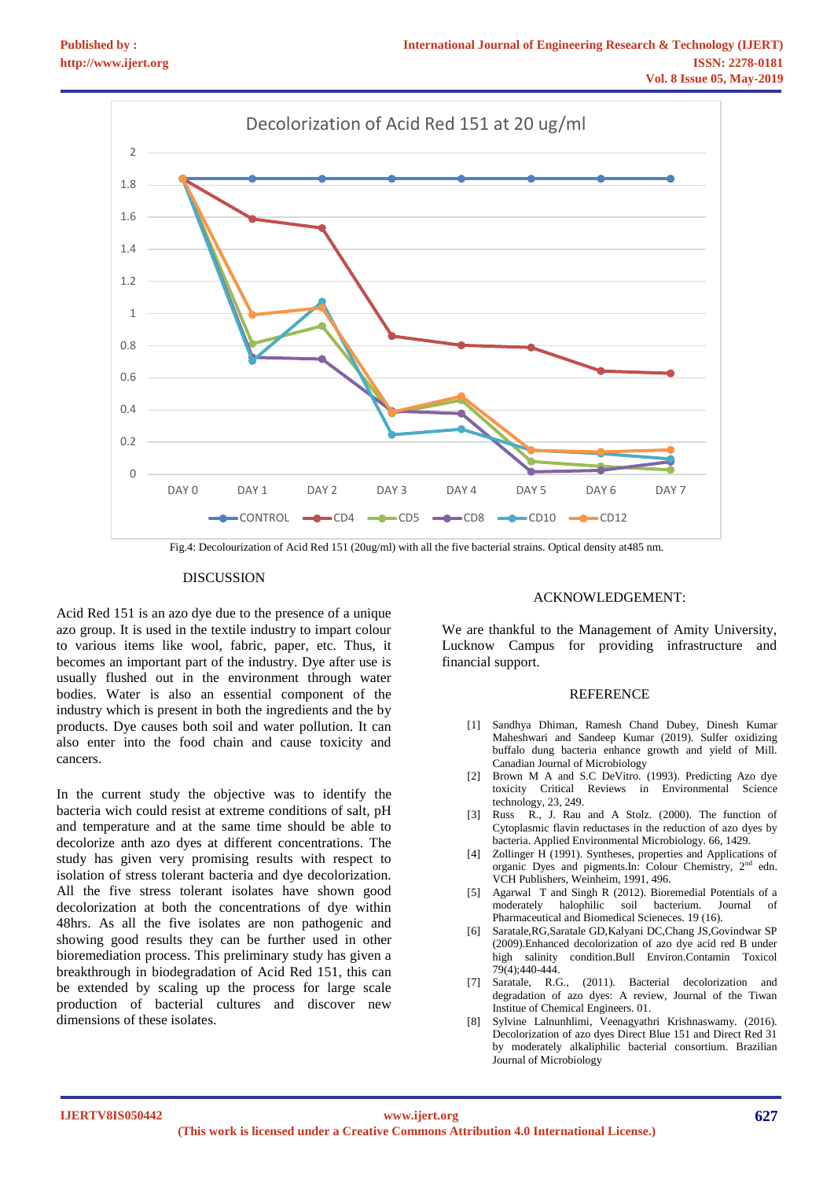Fig.4: Decolourization of Acid Red 151 (20ug/ml) with all the five bacterial strains. Optical density at485 nm.

## DISCUSSION

Acid Red 151 is an azo dye due to the presence of a unique azo group. It is used in the textile industry to impart colour to various items like wool, fabric, paper, etc. Thus, it becomes an important part of the industry. Dye after use is usually flushed out in the environment through water bodies. Water is also an essential component of the industry which is present in both the ingredients and the by products. Dye causes both soil and water pollution. It can also enter into the food chain and cause toxicity and cancers.

In the current study the objective was to identify the bacteria wich could resist at extreme conditions of salt, pH and temperature and at the same time should be able to decolorize anth azo dyes at different concentrations. The study has given very promising results with respect to isolation of stress tolerant bacteria and dye decolorization. All the five stress tolerant isolates have shown good decolorization at both the concentrations of dye within 48hrs. As all the five isolates are non pathogenic and showing good results they can be further used in other bioremediation process. This preliminary study has given a breakthrough in biodegradation of Acid Red 151, this can be extended by scaling up the process for large scale production of bacterial cultures and discover new dimensions of these isolates.

## ACKNOWLEDGEMENT:

We are thankful to the Management of Amity University, Lucknow Campus for providing infrastructure and financial support.

## REFERENCE

[1] Sandhya Dhiman, Ramesh Chand Dubey, Dinesh Kumar Maheshwari and Sandeep Kumar (2019). Sulfer oxidizing buffalo dung bacteria enhance growth and yield of Mill. Canadian Journal of Microbiology

[2] Brown M A and S.C DeVitro. (1993). Predicting Azo dye toxicity Critical Reviews in Environmental Science technology, 23, 249.

[3] Russ R., J. Rau and A Stolz. (2000). The function of Cytoplasmic flavin reductases in the reduction of azo dyes by bacteria. Applied Environmental Microbiology. 66, 1429.

[4] Zollinger H (1991). Syntheses, properties and Applications of organic Dyes and pigments.In: Colour Chemistry, 2nd edn. VCH Publishers, Weinheim, 1991, 496.

[5] Agarwal T and Singh R (2012). Bioremedial Potentials of a moderately halophilic soil bacterium. Journal of Pharmaceutical and Biomedical Scieneces. 19 (16).

[6] Saratale,RG,Saratale GD,Kalyani DC,Chang JS,Govindwar SP (2009).Enhanced decolorization of azo dye acid red B under high salinity condition.Bull Environ.Contamin Toxicol 79(4);440-444.

[7] Saratale, R.G., (2011). Bacterial decolorization and degradation of azo dyes: A review, Journal of the Tiwan Institue of Chemical Engineers. 01.

[8] Sylvine Lalnunhlimi, Veenagyathri Krishnaswamy. (2016). Decolorization of azo dyes Direct Blue 151 and Direct Red 31 by moderately alkaliphilic bacterial consortium. Brazilian Journal of Microbiology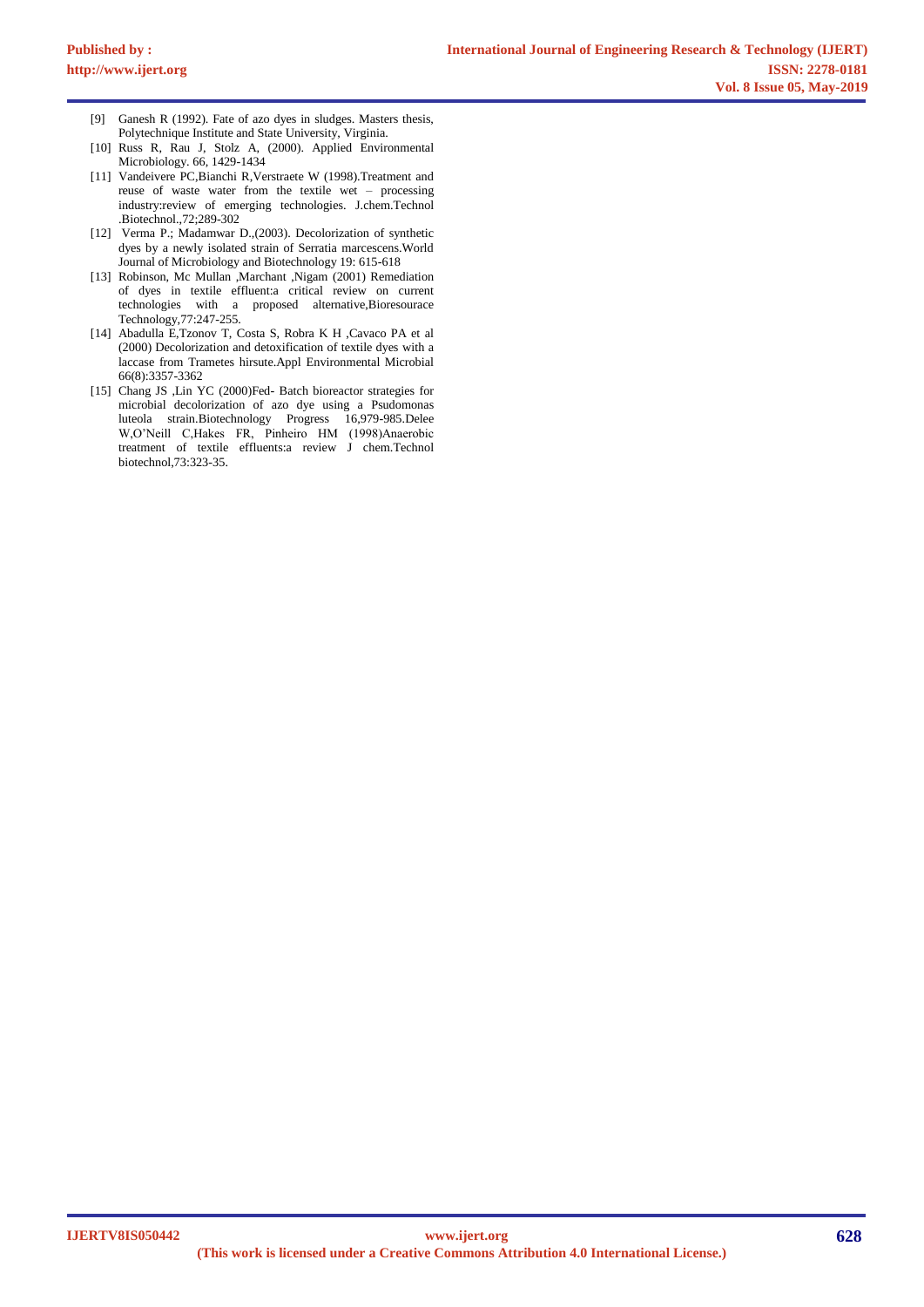- [9] Ganesh R (1992). Fate of azo dyes in sludges. Masters thesis, Polytechnique Institute and State University, Virginia.
- [10] Russ R, Rau J, Stolz A, (2000). Applied Environmental Microbiology. 66, 1429-1434
- [11] Vandeivere PC,Bianchi R,Verstraete W (1998).Treatment and reuse of waste water from the textile wet – processing industry:review of emerging technologies. J.chem.Technol .Biotechnol.,72;289-302
- [12] Verma P.; Madamwar D.,(2003). Decolorization of synthetic dyes by a newly isolated strain of Serratia marcescens.World Journal of Microbiology and Biotechnology 19: 615-618
- [13] Robinson, Mc Mullan ,Marchant ,Nigam (2001) Remediation of dyes in textile effluent:a critical review on current technologies with a proposed alternative,Bioresourace Technology,77:247-255.
- [14] Abadulla E,Tzonov T, Costa S, Robra K H ,Cavaco PA et al (2000) Decolorization and detoxification of textile dyes with a laccase from Trametes hirsute.Appl Environmental Microbial 66(8):3357-3362
- [15] Chang JS ,Lin YC (2000)Fed- Batch bioreactor strategies for microbial decolorization of azo dye using a Psudomonas luteola strain.Biotechnology Progress 16,979-985.Delee W,O'Neill C,Hakes FR, Pinheiro HM (1998)Anaerobic treatment of textile effluents:a review J chem.Technol biotechnol,73:323-35.